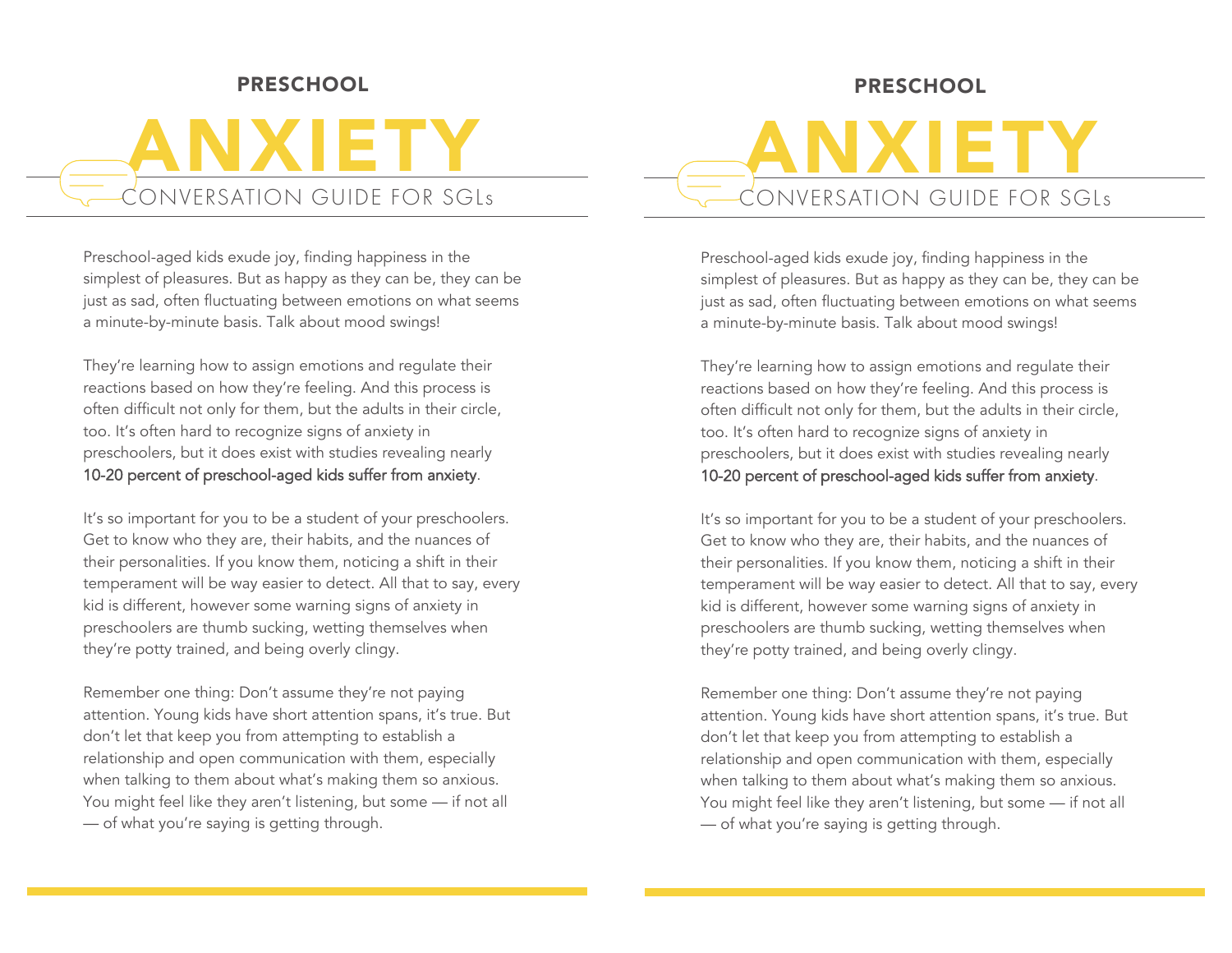## PRESCHOOL

# ANXIETY

## CONVERSATION GUIDE FOR SGLs

Preschool-aged kids exude joy, finding happiness in the simplest of pleasures. But as happy as they can be, they can be just as sad, often fluctuating between emotions on what seems a minute-by-minute basis. Talk about mood swings!

They're learning how to assign emotions and regulate their reactions based on how they're feeling. And this process is often difficult not only for them, but the adults in their circle, too. It's often hard to recognize signs of anxiety in preschoolers, but it does exist with studies revealing nearly 10-20 percent of preschool-aged kids suffer from anxiety.

It's so important for you to be a student of your preschoolers. Get to know who they are, their habits, and the nuances of their personalities. If you know them, noticing a shift in their temperament will be way easier to detect. All that to say, every kid is different, however some warning signs of anxiety in preschoolers are thumb sucking, wetting themselves when they're potty trained, and being overly clingy.

Remember one thing: Don't assume they're not paying attention. Young kids have short attention spans, it's true. But don't let that keep you from attempting to establish a relationship and open communication with them, especially when talking to them about what's making them so anxious. You might feel like they aren't listening, but some — if not all — of what you're saying is getting through.

## PRESCHOOL

# ANXIETY

## CONVERSATION GUIDE FOR SGLs

Preschool-aged kids exude joy, finding happiness in the simplest of pleasures. But as happy as they can be, they can be just as sad, often fluctuating between emotions on what seems a minute-by-minute basis. Talk about mood swings!

They're learning how to assign emotions and regulate their reactions based on how they're feeling. And this process is often difficult not only for them, but the adults in their circle, too. It's often hard to recognize signs of anxiety in preschoolers, but it does exist with studies revealing nearly 10-20 percent of preschool-aged kids suffer from anxiety.

It's so important for you to be a student of your preschoolers. Get to know who they are, their habits, and the nuances of their personalities. If you know them, noticing a shift in their temperament will be way easier to detect. All that to say, every kid is different, however some warning signs of anxiety in preschoolers are thumb sucking, wetting themselves when they're potty trained, and being overly clingy.

Remember one thing: Don't assume they're not paying attention. Young kids have short attention spans, it's true. But don't let that keep you from attempting to establish a relationship and open communication with them, especially when talking to them about what's making them so anxious. You might feel like they aren't listening, but some — if not all — of what you're saying is getting through.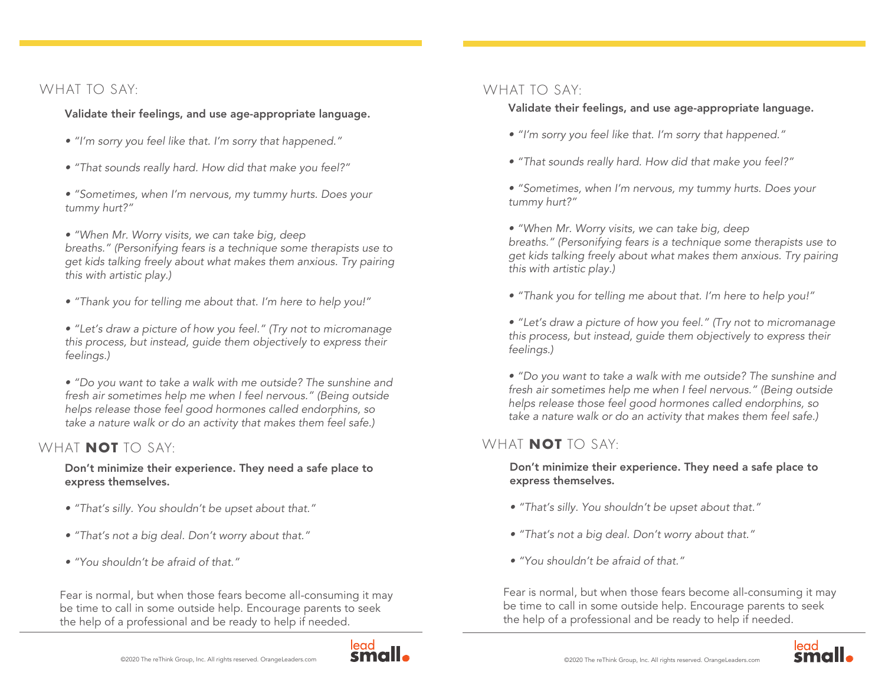## WHAT TO SAY:

**Validate their feelings, and use age-appropriate language.**

- *"I'm sorry you feel like that. I'm sorry that happened."*
- *"That sounds really hard. How did that make you feel?"*
- *"Sometimes, when I'm nervous, my tummy hurts. Does your tummy hurt?"*
- *"When Mr. Worry visits, we can take big, deep breaths." (Personifying fears is a technique some therapists use to get kids talking freely about what makes them anxious. Try pairing this with artistic play.)*
- *"Thank you for telling me about that. I'm here to help you!"*
- *"Let's draw a picture of how you feel." (Try not to micromanage this process, but instead, guide them objectively to express their feelings.)*
- *"Do you want to take a walk with me outside? The sunshine and fresh air sometimes help me when I feel nervous." (Being outside helps release those feel good hormones called endorphins, so take a nature walk or do an activity that makes them feel safe.)*

## WHAT **NOT** TO SAY:

**Don't minimize their experience. They need a safe place to express themselves.**

- *"That's silly. You shouldn't be upset about that."*
- *"That's not a big deal. Don't worry about that."*
- *"You shouldn't be afraid of that."*

Fear is normal, but when those fears become all-consuming it may be time to call in some outside help. Encourage parents to seek the help of a professional and be ready to help if needed.

## WHAT TO SAY:

**Validate their feelings, and use age-appropriate language.**

- *"I'm sorry you feel like that. I'm sorry that happened."*
- *"That sounds really hard. How did that make you feel?"*
- *"Sometimes, when I'm nervous, my tummy hurts. Does your tummy hurt?"*
- *"When Mr. Worry visits, we can take big, deep breaths." (Personifying fears is a technique some therapists use to get kids talking freely about what makes them anxious. Try pairing this with artistic play.)*
- *"Thank you for telling me about that. I'm here to help you!"*
- *"Let's draw a picture of how you feel." (Try not to micromanage this process, but instead, guide them objectively to express their feelings.)*
- *"Do you want to take a walk with me outside? The sunshine and fresh air sometimes help me when I feel nervous." (Being outside helps release those feel good hormones called endorphins, so take a nature walk or do an activity that makes them feel safe.)*

## WHAT **NOT** TO SAY:

**Don't minimize their experience. They need a safe place to express themselves.**

- *"That's silly. You shouldn't be upset about that."*
- *"That's not a big deal. Don't worry about that."*
- *"You shouldn't be afraid of that."*

Fear is normal, but when those fears become all-consuming it may be time to call in some outside help. Encourage parents to seek the help of a professional and be ready to help if needed.